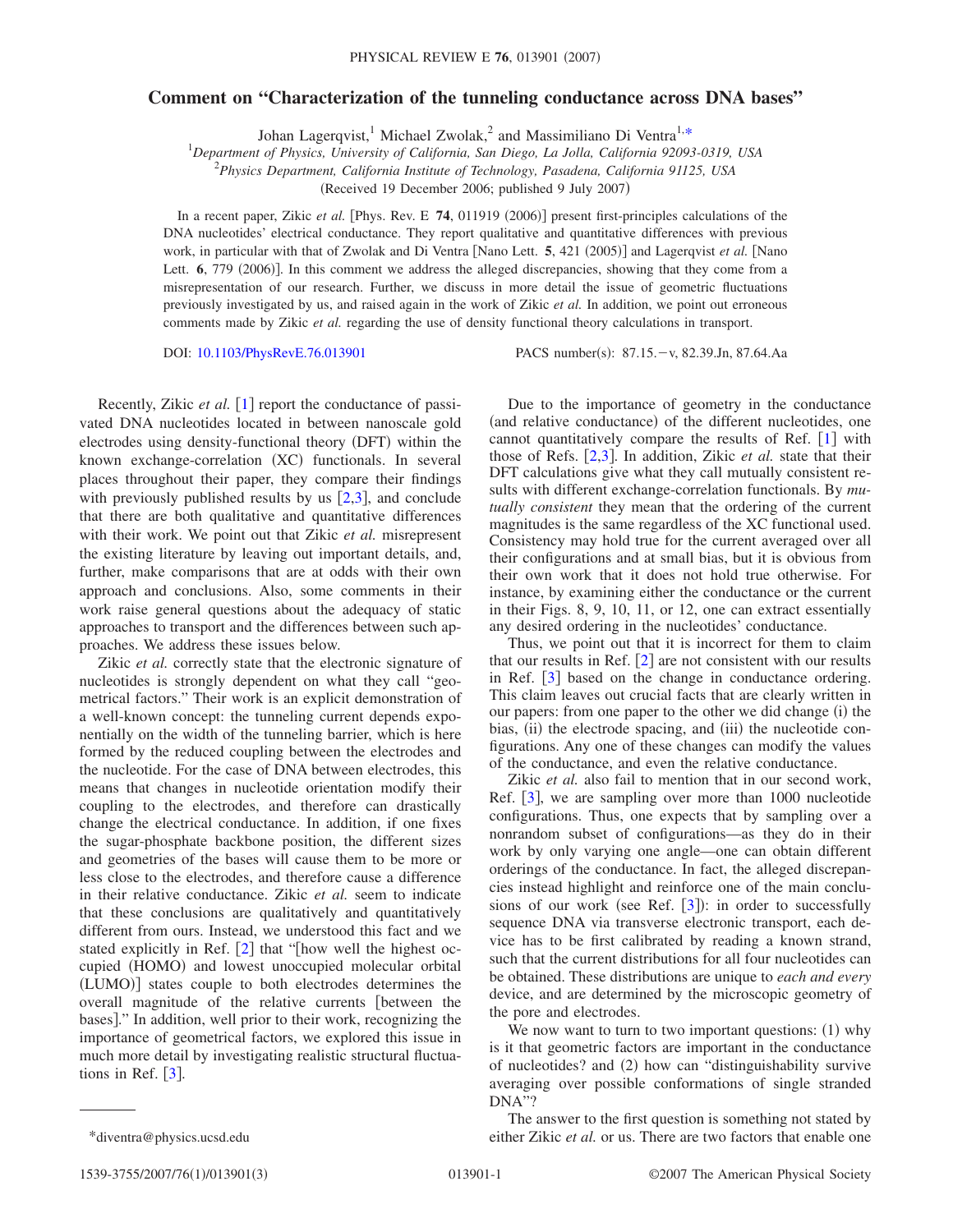# Comment on "Characterization of the tunneling conductance across DNA bases"

Johan Lagerqvist,[1] Michael Zwolak,[2] and Massimiliano Di Ventra[1,*]

[1]Department of Physics, University of California, San Diego, La Jolla, California 92093-0319, USA

[2]Physics Department, California Institute of Technology, Pasadena, California 91125, USA

(Received 19 December 2006; published 9 July 2007)

In a recent paper, Zikic *et al.* [Phys. Rev. E **74**, 011919 (2006)] present first-principles calculations of the DNA nucleotides' electrical conductance. They report qualitative and quantitative differences with previous work, in particular with that of Zwolak and Di Ventra [Nano Lett. **5**, 421 (2005)] and Lagerqvist *et al.* [Nano Lett. **6**, 779 (2006)]. In this comment we address the alleged discrepancies, showing that they come from a misrepresentation of our research. Further, we discuss in more detail the issue of geometric fluctuations previously investigated by us, and raised again in the work of Zikic *et al.* In addition, we point out erroneous comments made by Zikic *et al.* regarding the use of density functional theory calculations in transport.

DOI: 10.1103/PhysRevE.76.013901 PACS number(s): 87.15.−v, 82.39.Jn, 87.64.Aa

Recently, Zikic *et al.* [1] report the conductance of passivated DNA nucleotides located in between nanoscale gold electrodes using density-functional theory (DFT) within the known exchange-correlation (XC) functionals. In several places throughout their paper, they compare their findings with previously published results by us [2,3], and conclude that there are both qualitative and quantitative differences with their work. We point out that Zikic *et al.* misrepresent the existing literature by leaving out important details, and, further, make comparisons that are at odds with their own approach and conclusions. Also, some comments in their work raise general questions about the adequacy of static approaches to transport and the differences between such approaches. We address these issues below.

Zikic *et al.* correctly state that the electronic signature of nucleotides is strongly dependent on what they call "geometrical factors." Their work is an explicit demonstration of a well-known concept: the tunneling current depends exponentially on the width of the tunneling barrier, which is here formed by the reduced coupling between the electrodes and the nucleotide. For the case of DNA between electrodes, this means that changes in nucleotide orientation modify their coupling to the electrodes, and therefore can drastically change the electrical conductance. In addition, if one fixes the sugar-phosphate backbone position, the different sizes and geometries of the bases will cause them to be more or less close to the electrodes, and therefore cause a difference in their relative conductance. Zikic *et al.* seem to indicate that these conclusions are qualitatively and quantitatively different from ours. Instead, we understood this fact and we stated explicitly in Ref. [2] that "[how well the highest occupied (HOMO) and lowest unoccupied molecular orbital (LUMO)] states couple to both electrodes determines the overall magnitude of the relative currents [between the bases]." In addition, well prior to their work, recognizing the importance of geometrical factors, we explored this issue in much more detail by investigating realistic structural fluctuations in Ref. [3].

Due to the importance of geometry in the conductance (and relative conductance) of the different nucleotides, one cannot quantitatively compare the results of Ref. [1] with those of Refs. [2,3]. In addition, Zikic *et al.* state that their DFT calculations give what they call mutually consistent results with different exchange-correlation functionals. By *mutually consistent* they mean that the ordering of the current magnitudes is the same regardless of the XC functional used. Consistency may hold true for the current averaged over all their configurations and at small bias, but it is obvious from their own work that it does not hold true otherwise. For instance, by examining either the conductance or the current in their Figs. 8, 9, 10, 11, or 12, one can extract essentially any desired ordering in the nucleotides' conductance.

Thus, we point out that it is incorrect for them to claim that our results in Ref. [2] are not consistent with our results in Ref. [3] based on the change in conductance ordering. This claim leaves out crucial facts that are clearly written in our papers: from one paper to the other we did change (i) the bias, (ii) the electrode spacing, and (iii) the nucleotide configurations. Any one of these changes can modify the values of the conductance, and even the relative conductance.

Zikic *et al.* also fail to mention that in our second work, Ref. [3], we are sampling over more than 1000 nucleotide configurations. Thus, one expects that by sampling over a nonrandom subset of configurations—as they do in their work by only varying one angle—one can obtain different orderings of the conductance. In fact, the alleged discrepancies instead highlight and reinforce one of the main conclusions of our work (see Ref. [3]): in order to successfully sequence DNA via transverse electronic transport, each device has to be first calibrated by reading a known strand, such that the current distributions for all four nucleotides can be obtained. These distributions are unique to *each and every* device, and are determined by the microscopic geometry of the pore and electrodes.

We now want to turn to two important questions: (1) why is it that geometric factors are important in the conductance of nucleotides? and (2) how can "distinguishability survive averaging over possible conformations of single stranded DNA"?

The answer to the first question is something not stated by either Zikic *et al.* or us. There are two factors that enable one

*diventra@physics.ucsd.edu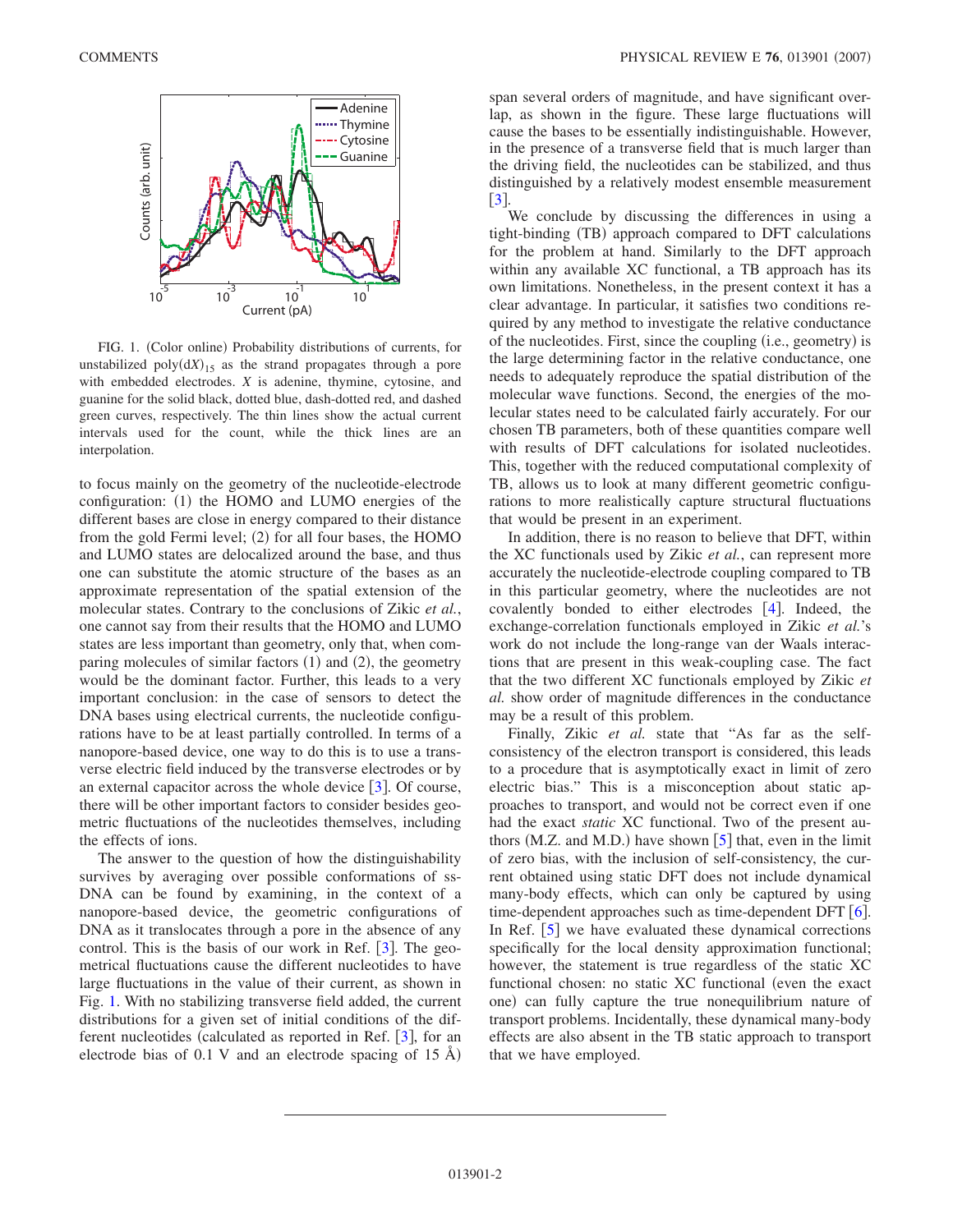FIG. 1. (Color online) Probability distributions of currents, for unstabilized poly$(dX)_{15}$ as the strand propagates through a pore with embedded electrodes. $X$ is adenine, thymine, cytosine, and guanine for the solid black, dotted blue, dash-dotted red, and dashed green curves, respectively. The thin lines show the actual current intervals used for the count, while the thick lines are an interpolation.

to focus mainly on the geometry of the nucleotide-electrode configuration: (1) the HOMO and LUMO energies of the different bases are close in energy compared to their distance from the gold Fermi level; (2) for all four bases, the HOMO and LUMO states are delocalized around the base, and thus one can substitute the atomic structure of the bases as an approximate representation of the spatial extension of the molecular states. Contrary to the conclusions of Zikic *et al.*, one cannot say from their results that the HOMO and LUMO states are less important than geometry, only that, when comparing molecules of similar factors (1) and (2), the geometry would be the dominant factor. Further, this leads to a very important conclusion: in the case of sensors to detect the DNA bases using electrical currents, the nucleotide configurations have to be at least partially controlled. In terms of a nanopore-based device, one way to do this is to use a transverse electric field induced by the transverse electrodes or by an external capacitor across the whole device [3]. Of course, there will be other important factors to consider besides geometric fluctuations of the nucleotides themselves, including the effects of ions.

The answer to the question of how the distinguishability survives by averaging over possible conformations of ss-DNA can be found by examining, in the context of a nanopore-based device, the geometric configurations of DNA as it translocates through a pore in the absence of any control. This is the basis of our work in Ref. [3]. The geometrical fluctuations cause the different nucleotides to have large fluctuations in the value of their current, as shown in Fig. 1. With no stabilizing transverse field added, the current distributions for a given set of initial conditions of the different nucleotides (calculated as reported in Ref. [3], for an electrode bias of 0.1 V and an electrode spacing of 15 Å) span several orders of magnitude, and have significant overlap, as shown in the figure. These large fluctuations will cause the bases to be essentially indistinguishable. However, in the presence of a transverse field that is much larger than the driving field, the nucleotides can be stabilized, and thus distinguished by a relatively modest ensemble measurement [3].

We conclude by discussing the differences in using a tight-binding (TB) approach compared to DFT calculations for the problem at hand. Similarly to the DFT approach within any available XC functional, a TB approach has its own limitations. Nonetheless, in the present context it has a clear advantage. In particular, it satisfies two conditions required by any method to investigate the relative conductance of the nucleotides. First, since the coupling (i.e., geometry) is the large determining factor in the relative conductance, one needs to adequately reproduce the spatial distribution of the molecular wave functions. Second, the energies of the molecular states need to be calculated fairly accurately. For our chosen TB parameters, both of these quantities compare well with results of DFT calculations for isolated nucleotides. This, together with the reduced computational complexity of TB, allows us to look at many different geometric configurations to more realistically capture structural fluctuations that would be present in an experiment.

In addition, there is no reason to believe that DFT, within the XC functionals used by Zikic *et al.*, can represent more accurately the nucleotide-electrode coupling compared to TB in this particular geometry, where the nucleotides are not covalently bonded to either electrodes [4]. Indeed, the exchange-correlation functionals employed in Zikic *et al.*'s work do not include the long-range van der Waals interactions that are present in this weak-coupling case. The fact that the two different XC functionals employed by Zikic *et al.* show order of magnitude differences in the conductance may be a result of this problem.

Finally, Zikic *et al.* state that "As far as the self-consistency of the electron transport is considered, this leads to a procedure that is asymptotically exact in limit of zero electric bias." This is a misconception about static approaches to transport, and would not be correct even if one had the exact *static* XC functional. Two of the present authors (M.Z. and M.D.) have shown [5] that, even in the limit of zero bias, with the inclusion of self-consistency, the current obtained using static DFT does not include dynamical many-body effects, which can only be captured by using time-dependent approaches such as time-dependent DFT [6]. In Ref. [5] we have evaluated these dynamical corrections specifically for the local density approximation functional; however, the statement is true regardless of the static XC functional chosen: no static XC functional (even the exact one) can fully capture the true nonequilibrium nature of transport problems. Incidentally, these dynamical many-body effects are also absent in the TB static approach to transport that we have employed.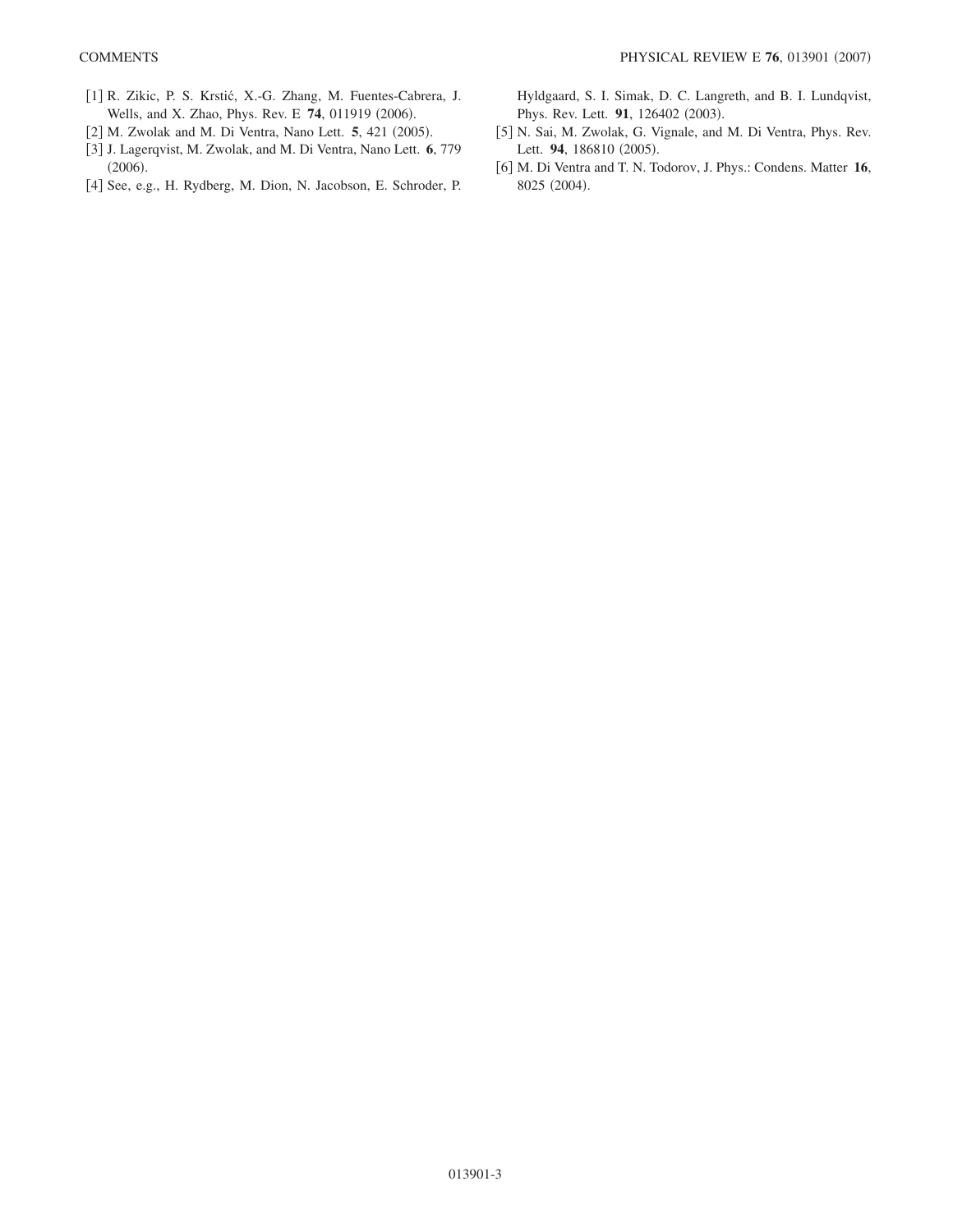[1] R. Zikic, P. S. Krstić, X.-G. Zhang, M. Fuentes-Cabrera, J. Wells, and X. Zhao, Phys. Rev. E **74**, 011919 (2006).

[2] M. Zwolak and M. Di Ventra, Nano Lett. **5**, 421 (2005).

[3] J. Lagerqvist, M. Zwolak, and M. Di Ventra, Nano Lett. **6**, 779 (2006).

[4] See, e.g., H. Rydberg, M. Dion, N. Jacobson, E. Schroder, P. Hyldgaard, S. I. Simak, D. C. Langreth, and B. I. Lundqvist, Phys. Rev. Lett. **91**, 126402 (2003).

[5] N. Sai, M. Zwolak, G. Vignale, and M. Di Ventra, Phys. Rev. Lett. **94**, 186810 (2005).

[6] M. Di Ventra and T. N. Todorov, J. Phys.: Condens. Matter **16**, 8025 (2004).